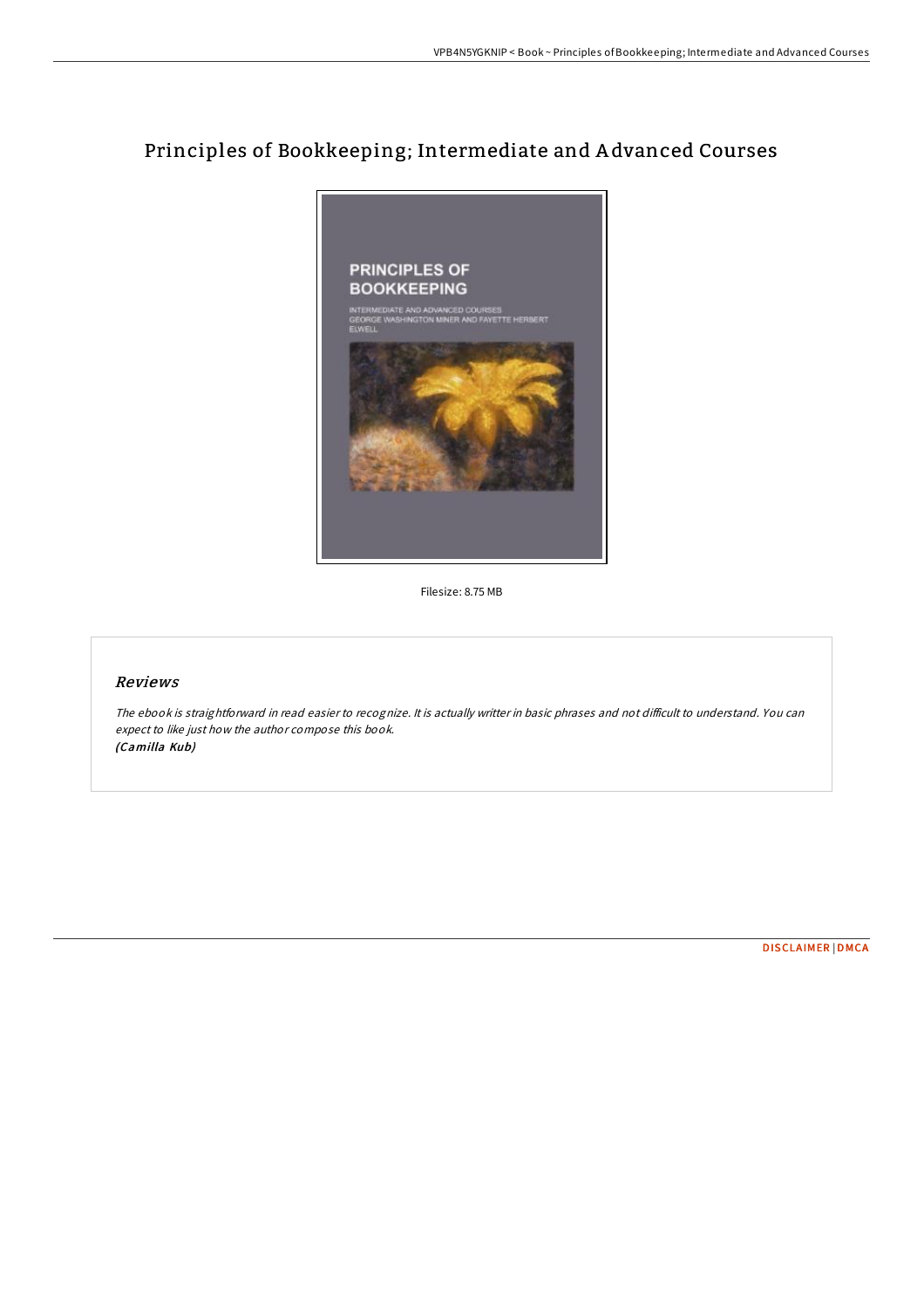# Principles of Bookkeeping; Intermediate and Advanced Courses

Filesize: 8.75 MB

## *Reviews*

*The ebook is straightforward in read easier to recognize. It is actually writter in basic phrases and not difficult to understand. You can expect to like just how the author compose this book.*
***(Camilla Kub)***

DISCLAIMER | DMCA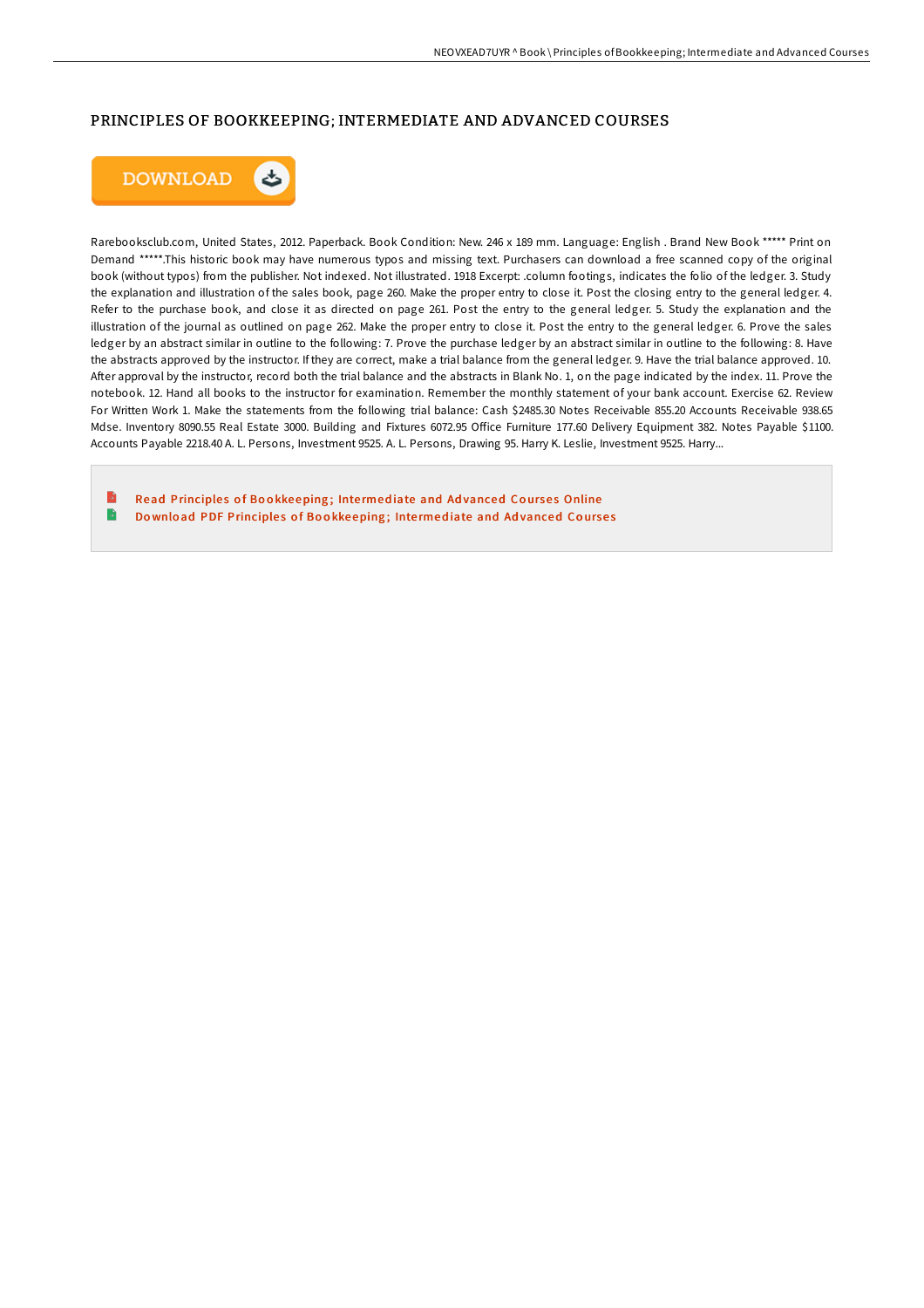# PRINCIPLES OF BOOKKEEPING; INTERMEDIATE AND ADVANCED COURSES

DOWNLOAD

Rarebooksclub.com, United States, 2012. Paperback. Book Condition: New. 246 x 189 mm. Language: English . Brand New Book ***** Print on Demand *****.This historic book may have numerous typos and missing text. Purchasers can download a free scanned copy of the original book (without typos) from the publisher. Not indexed. Not illustrated. 1918 Excerpt: .column footings, indicates the folio of the ledger. 3. Study the explanation and illustration of the sales book, page 260. Make the proper entry to close it. Post the closing entry to the general ledger. 4. Refer to the purchase book, and close it as directed on page 261. Post the entry to the general ledger. 5. Study the explanation and the illustration of the journal as outlined on page 262. Make the proper entry to close it. Post the entry to the general ledger. 6. Prove the sales ledger by an abstract similar in outline to the following: 7. Prove the purchase ledger by an abstract similar in outline to the following: 8. Have the abstracts approved by the instructor. If they are correct, make a trial balance from the general ledger. 9. Have the trial balance approved. 10. After approval by the instructor, record both the trial balance and the abstracts in Blank No. 1, on the page indicated by the index. 11. Prove the notebook. 12. Hand all books to the instructor for examination. Remember the monthly statement of your bank account. Exercise 62. Review For Written Work 1. Make the statements from the following trial balance: Cash $2485.30 Notes Receivable 855.20 Accounts Receivable 938.65 Mdse. Inventory 8090.55 Real Estate 3000. Building and Fixtures 6072.95 Office Furniture 177.60 Delivery Equipment 382. Notes Payable $1100. Accounts Payable 2218.40 A. L. Persons, Investment 9525. A. L. Persons, Drawing 95. Harry K. Leslie, Investment 9525. Harry...

- Read Principles of Bookkeeping; Intermediate and Advanced Courses Online
- Download PDF Principles of Bookkeeping; Intermediate and Advanced Courses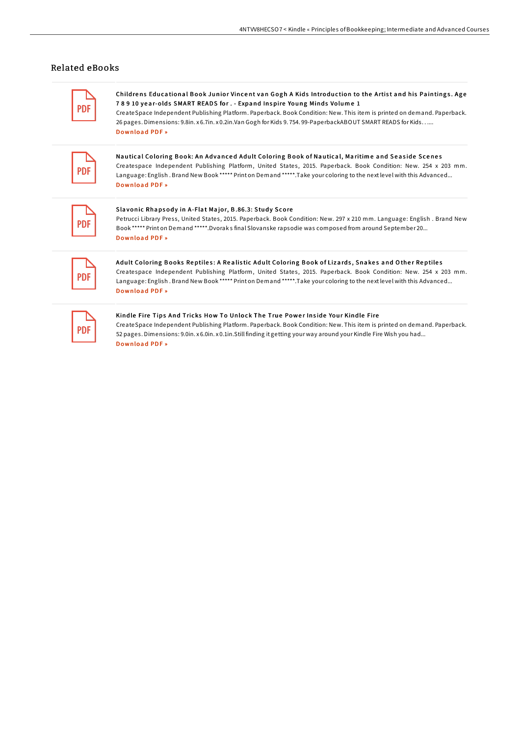## Related eBooks

**Childrens Educational Book Junior Vincent van Gogh A Kids Introduction to the Artist and his Paintings. Age 7 8 9 10 year-olds SMART READS for . - Expand Inspire Young Minds Volume 1**

CreateSpace Independent Publishing Platform. Paperback. Book Condition: New. This item is printed on demand. Paperback. 26 pages. Dimensions: 9.8in. x 6.7in. x 0.2in.Van Gogh for Kids 9. 754. 99-PaperbackABOUT SMART READS for Kids. . ....

Download PDF »

**Nautical Coloring Book: An Advanced Adult Coloring Book of Nautical, Maritime and Seaside Scenes**

Createspace Independent Publishing Platform, United States, 2015. Paperback. Book Condition: New. 254 x 203 mm. Language: English . Brand New Book ***** Print on Demand *****.Take your coloring to the next level with this Advanced...

Download PDF »

**Slavonic Rhapsody in A-Flat Major, B.86.3: Study Score**

Petrucci Library Press, United States, 2015. Paperback. Book Condition: New. 297 x 210 mm. Language: English . Brand New Book ***** Print on Demand *****.Dvorak s final Slovanske rapsodie was composed from around September 20...

Download PDF »

**Adult Coloring Books Reptiles: A Realistic Adult Coloring Book of Lizards, Snakes and Other Reptiles**

Createspace Independent Publishing Platform, United States, 2015. Paperback. Book Condition: New. 254 x 203 mm. Language: English . Brand New Book ***** Print on Demand *****.Take your coloring to the next level with this Advanced...

Download PDF »

**Kindle Fire Tips And Tricks How To Unlock The True Power Inside Your Kindle Fire**

CreateSpace Independent Publishing Platform. Paperback. Book Condition: New. This item is printed on demand. Paperback. 52 pages. Dimensions: 9.0in. x 6.0in. x 0.1in.Still finding it getting your way around your Kindle Fire Wish you had...

Download PDF »